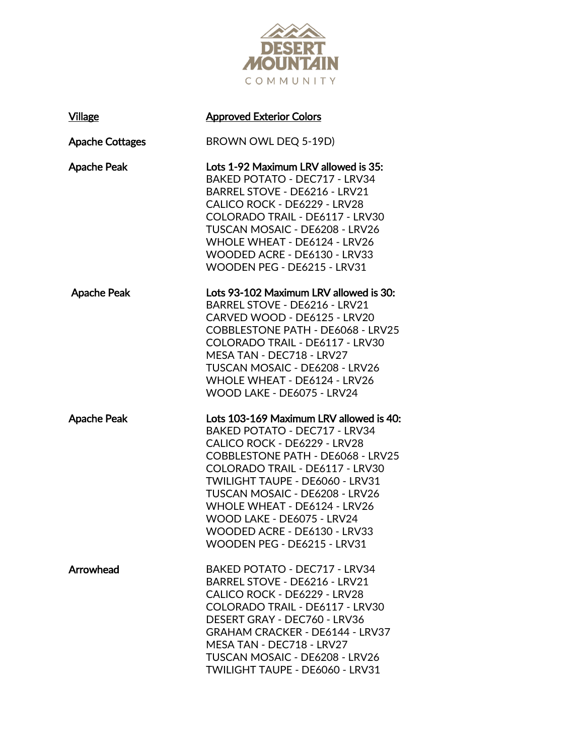# DESERT MOUNTAIN COMMUNITY

| Village | Approved Exterior Colors |
| --- | --- |
| **Apache Cottages** | BROWN OWL DEQ 5-19D) |
| **Apache Peak** | **Lots 1-92 Maximum LRV allowed is 35:**<br>BAKED POTATO - DEC717 - LRV34<br>BARREL STOVE - DE6216 - LRV21<br>CALICO ROCK - DE6229 - LRV28<br>COLORADO TRAIL - DE6117 - LRV30<br>TUSCAN MOSAIC - DE6208 - LRV26<br>WHOLE WHEAT - DE6124 - LRV26<br>WOODED ACRE - DE6130 - LRV33<br>WOODEN PEG - DE6215 - LRV31 |
| **Apache Peak** | **Lots 93-102 Maximum LRV allowed is 30:**<br>BARREL STOVE - DE6216 - LRV21<br>CARVED WOOD - DE6125 - LRV20<br>COBBLESTONE PATH - DE6068 - LRV25<br>COLORADO TRAIL - DE6117 - LRV30<br>MESA TAN - DEC718 - LRV27<br>TUSCAN MOSAIC - DE6208 - LRV26<br>WHOLE WHEAT - DE6124 - LRV26<br>WOOD LAKE - DE6075 - LRV24 |
| **Apache Peak** | **Lots 103-169 Maximum LRV allowed is 40:**<br>BAKED POTATO - DEC717 - LRV34<br>CALICO ROCK - DE6229 - LRV28<br>COBBLESTONE PATH - DE6068 - LRV25<br>COLORADO TRAIL - DE6117 - LRV30<br>TWILIGHT TAUPE - DE6060 - LRV31<br>TUSCAN MOSAIC - DE6208 - LRV26<br>WHOLE WHEAT - DE6124 - LRV26<br>WOOD LAKE - DE6075 - LRV24<br>WOODED ACRE - DE6130 - LRV33<br>WOODEN PEG - DE6215 - LRV31 |
| **Arrowhead** | BAKED POTATO - DEC717 - LRV34<br>BARREL STOVE - DE6216 - LRV21<br>CALICO ROCK - DE6229 - LRV28<br>COLORADO TRAIL - DE6117 - LRV30<br>DESERT GRAY - DEC760 - LRV36<br>GRAHAM CRACKER - DE6144 - LRV37<br>MESA TAN - DEC718 - LRV27<br>TUSCAN MOSAIC - DE6208 - LRV26<br>TWILIGHT TAUPE - DE6060 - LRV31 |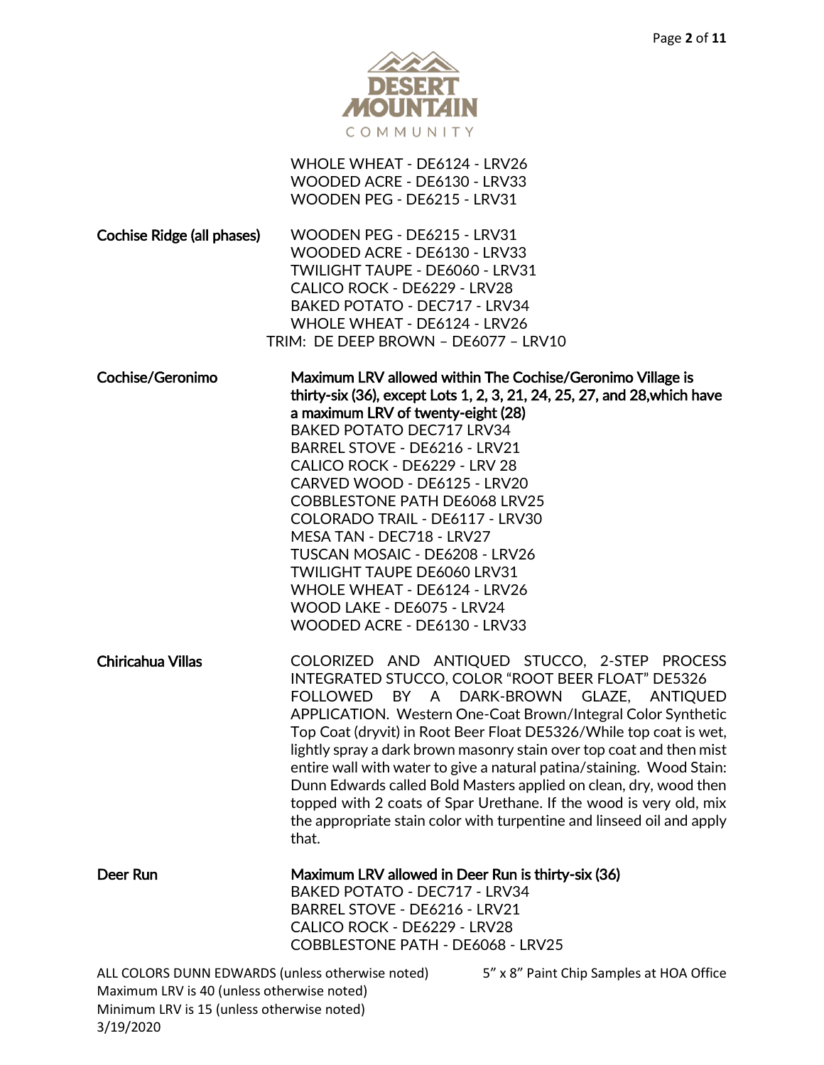WHOLE WHEAT - DE6124 - LRV26
WOODED ACRE - DE6130 - LRV33
WOODEN PEG - DE6215 - LRV31

**Cochise Ridge (all phases)**

WOODEN PEG - DE6215 - LRV31
WOODED ACRE - DE6130 - LRV33
TWILIGHT TAUPE - DE6060 - LRV31
CALICO ROCK - DE6229 - LRV28
BAKED POTATO - DEC717 - LRV34
WHOLE WHEAT - DE6124 - LRV26
TRIM: DE DEEP BROWN – DE6077 – LRV10

**Cochise/Geronimo**

**Maximum LRV allowed within The Cochise/Geronimo Village is thirty-six (36), except Lots 1, 2, 3, 21, 24, 25, 27, and 28,which have a maximum LRV of twenty-eight (28)**

BAKED POTATO DEC717 LRV34
BARREL STOVE - DE6216 - LRV21
CALICO ROCK - DE6229 - LRV 28
CARVED WOOD - DE6125 - LRV20
COBBLESTONE PATH DE6068 LRV25
COLORADO TRAIL - DE6117 - LRV30
MESA TAN - DEC718 - LRV27
TUSCAN MOSAIC - DE6208 - LRV26
TWILIGHT TAUPE DE6060 LRV31
WHOLE WHEAT - DE6124 - LRV26
WOOD LAKE - DE6075 - LRV24
WOODED ACRE - DE6130 - LRV33

**Chiricahua Villas**

COLORIZED AND ANTIQUED STUCCO, 2-STEP PROCESS INTEGRATED STUCCO, COLOR "ROOT BEER FLOAT" DE5326 FOLLOWED BY A DARK-BROWN GLAZE, ANTIQUED APPLICATION. Western One-Coat Brown/Integral Color Synthetic Top Coat (dryvit) in Root Beer Float DE5326/While top coat is wet, lightly spray a dark brown masonry stain over top coat and then mist entire wall with water to give a natural patina/staining. Wood Stain: Dunn Edwards called Bold Masters applied on clean, dry, wood then topped with 2 coats of Spar Urethane. If the wood is very old, mix the appropriate stain color with turpentine and linseed oil and apply that.

**Deer Run**

**Maximum LRV allowed in Deer Run is thirty-six (36)**

BAKED POTATO - DEC717 - LRV34
BARREL STOVE - DE6216 - LRV21
CALICO ROCK - DE6229 - LRV28
COBBLESTONE PATH - DE6068 - LRV25

ALL COLORS DUNN EDWARDS (unless otherwise noted)
Maximum LRV is 40 (unless otherwise noted)
Minimum LRV is 15 (unless otherwise noted)
3/19/2020

5" x 8" Paint Chip Samples at HOA Office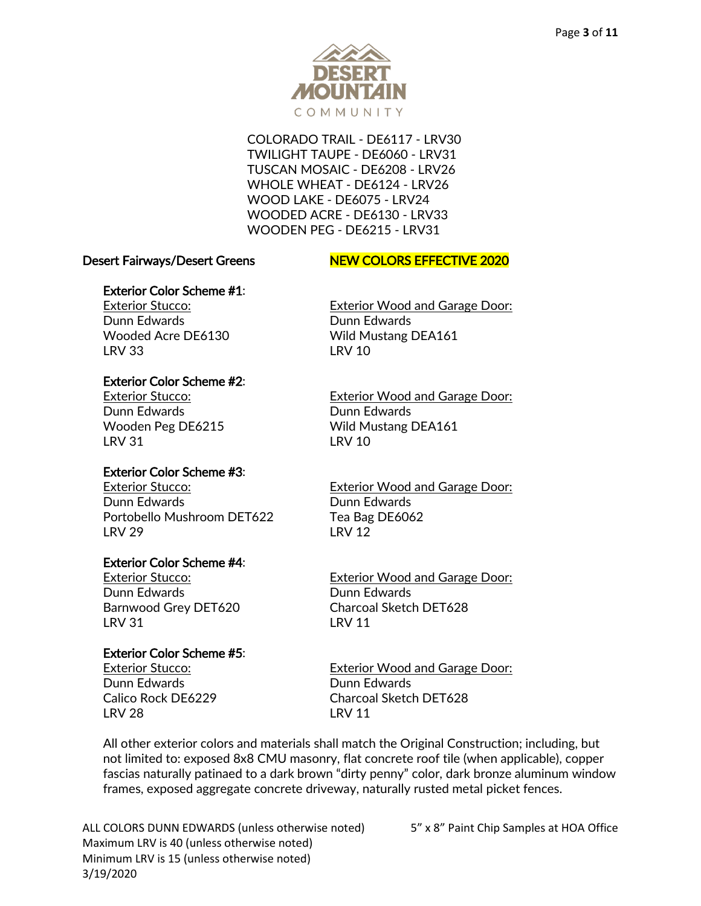DESERT MOUNTAIN COMMUNITY

COLORADO TRAIL - DE6117 - LRV30
TWILIGHT TAUPE - DE6060 - LRV31
TUSCAN MOSAIC - DE6208 - LRV26
WHOLE WHEAT - DE6124 - LRV26
WOOD LAKE - DE6075 - LRV24
WOODED ACRE - DE6130 - LRV33
WOODEN PEG - DE6215 - LRV31

## Desert Fairways/Desert Greens

**NEW COLORS EFFECTIVE 2020**

**Exterior Color Scheme #1:**

| Exterior Stucco: | Exterior Wood and Garage Door: |
| --- | --- |
| Dunn Edwards | Dunn Edwards |
| Wooded Acre DE6130 | Wild Mustang DEA161 |
| LRV 33 | LRV 10 |

**Exterior Color Scheme #2:**

| Exterior Stucco: | Exterior Wood and Garage Door: |
| --- | --- |
| Dunn Edwards | Dunn Edwards |
| Wooden Peg DE6215 | Wild Mustang DEA161 |
| LRV 31 | LRV 10 |

**Exterior Color Scheme #3:**

| Exterior Stucco: | Exterior Wood and Garage Door: |
| --- | --- |
| Dunn Edwards | Dunn Edwards |
| Portobello Mushroom DET622 | Tea Bag DE6062 |
| LRV 29 | LRV 12 |

**Exterior Color Scheme #4:**

| Exterior Stucco: | Exterior Wood and Garage Door: |
| --- | --- |
| Dunn Edwards | Dunn Edwards |
| Barnwood Grey DET620 | Charcoal Sketch DET628 |
| LRV 31 | LRV 11 |

**Exterior Color Scheme #5:**

| Exterior Stucco: | Exterior Wood and Garage Door: |
| --- | --- |
| Dunn Edwards | Dunn Edwards |
| Calico Rock DE6229 | Charcoal Sketch DET628 |
| LRV 28 | LRV 11 |

All other exterior colors and materials shall match the Original Construction; including, but not limited to: exposed 8x8 CMU masonry, flat concrete roof tile (when applicable), copper fascias naturally patinaed to a dark brown "dirty penny" color, dark bronze aluminum window frames, exposed aggregate concrete driveway, naturally rusted metal picket fences.

ALL COLORS DUNN EDWARDS (unless otherwise noted)
Maximum LRV is 40 (unless otherwise noted)
Minimum LRV is 15 (unless otherwise noted)
3/19/2020

5" x 8" Paint Chip Samples at HOA Office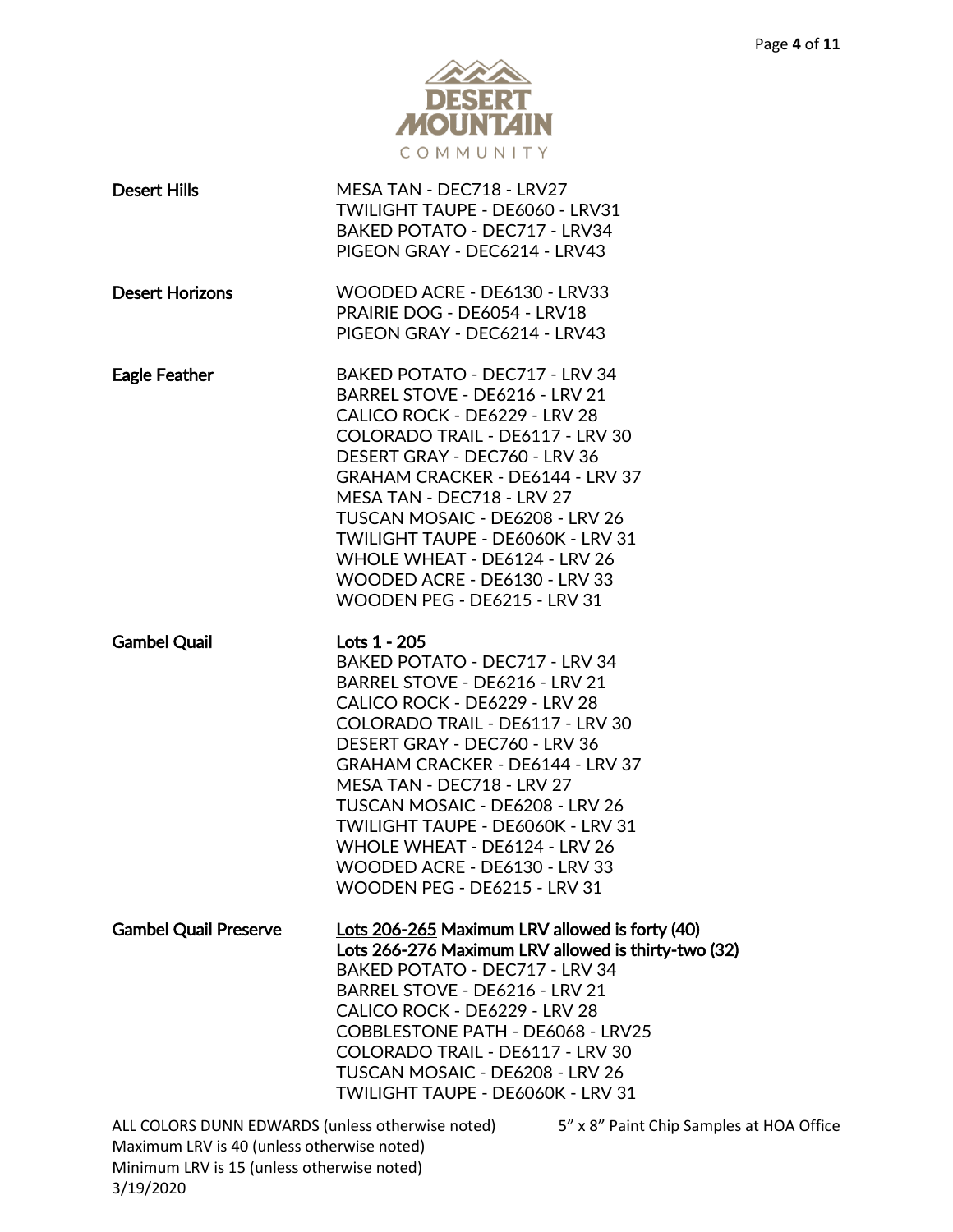| | |
|---|---|
| **Desert Hills** | MESA TAN - DEC718 - LRV27<br>TWILIGHT TAUPE - DE6060 - LRV31<br>BAKED POTATO - DEC717 - LRV34<br>PIGEON GRAY - DEC6214 - LRV43 |
| **Desert Horizons** | WOODED ACRE - DE6130 - LRV33<br>PRAIRIE DOG - DE6054 - LRV18<br>PIGEON GRAY - DEC6214 - LRV43 |
| **Eagle Feather** | BAKED POTATO - DEC717 - LRV 34<br>BARREL STOVE - DE6216 - LRV 21<br>CALICO ROCK - DE6229 - LRV 28<br>COLORADO TRAIL - DE6117 - LRV 30<br>DESERT GRAY - DEC760 - LRV 36<br>GRAHAM CRACKER - DE6144 - LRV 37<br>MESA TAN - DEC718 - LRV 27<br>TUSCAN MOSAIC - DE6208 - LRV 26<br>TWILIGHT TAUPE - DE6060K - LRV 31<br>WHOLE WHEAT - DE6124 - LRV 26<br>WOODED ACRE - DE6130 - LRV 33<br>WOODEN PEG - DE6215 - LRV 31 |
| **Gambel Quail** | <u>Lots 1 - 205</u><br>BAKED POTATO - DEC717 - LRV 34<br>BARREL STOVE - DE6216 - LRV 21<br>CALICO ROCK - DE6229 - LRV 28<br>COLORADO TRAIL - DE6117 - LRV 30<br>DESERT GRAY - DEC760 - LRV 36<br>GRAHAM CRACKER - DE6144 - LRV 37<br>MESA TAN - DEC718 - LRV 27<br>TUSCAN MOSAIC - DE6208 - LRV 26<br>TWILIGHT TAUPE - DE6060K - LRV 31<br>WHOLE WHEAT - DE6124 - LRV 26<br>WOODED ACRE - DE6130 - LRV 33<br>WOODEN PEG - DE6215 - LRV 31 |
| **Gambel Quail Preserve** | <u>Lots 206-265</u> Maximum LRV allowed is forty (40)<br><u>Lots 266-276</u> Maximum LRV allowed is thirty-two (32)<br>BAKED POTATO - DEC717 - LRV 34<br>BARREL STOVE - DE6216 - LRV 21<br>CALICO ROCK - DE6229 - LRV 28<br>COBBLESTONE PATH - DE6068 - LRV25<br>COLORADO TRAIL - DE6117 - LRV 30<br>TUSCAN MOSAIC - DE6208 - LRV 26<br>TWILIGHT TAUPE - DE6060K - LRV 31 |

ALL COLORS DUNN EDWARDS (unless otherwise noted)
Maximum LRV is 40 (unless otherwise noted)
Minimum LRV is 15 (unless otherwise noted)
3/19/2020

5" x 8" Paint Chip Samples at HOA Office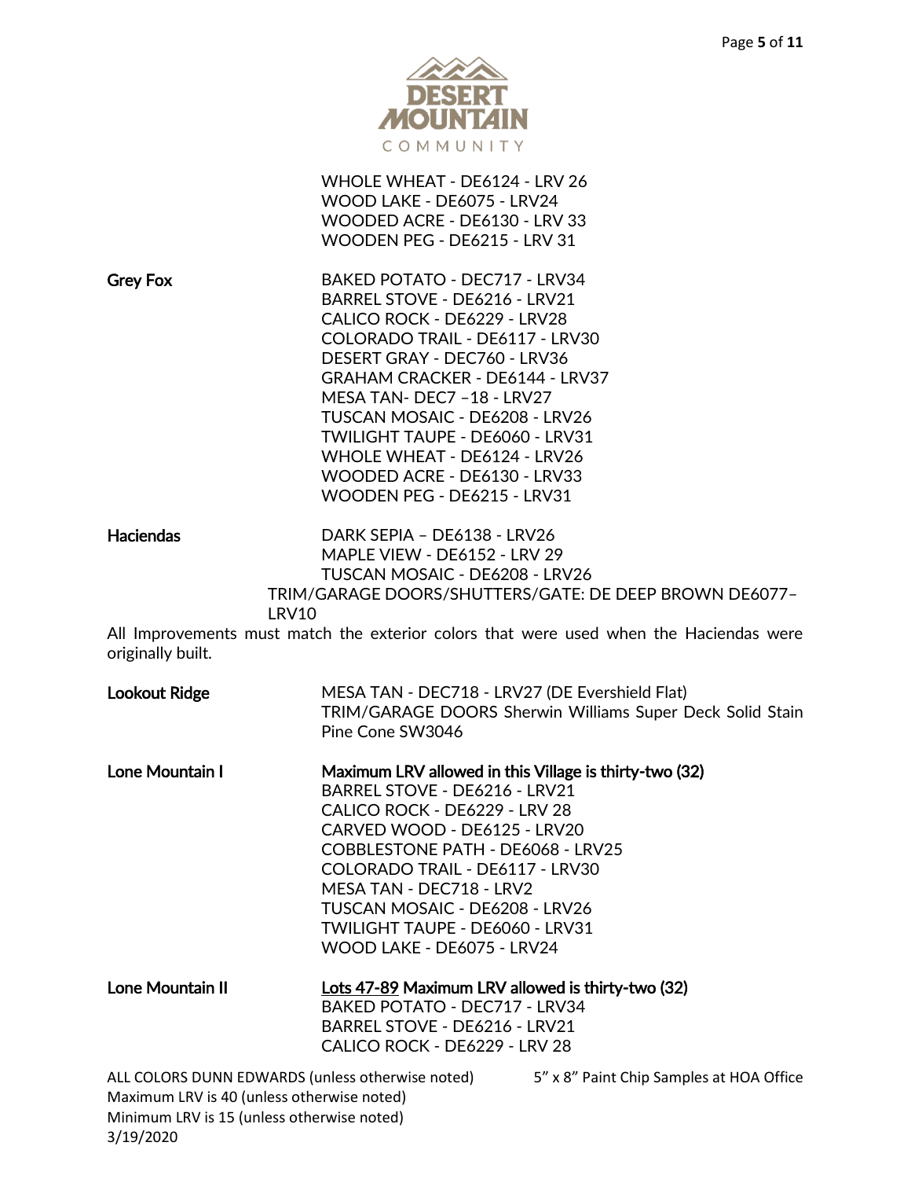WHOLE WHEAT - DE6124 - LRV 26
WOOD LAKE - DE6075 - LRV24
WOODED ACRE - DE6130 - LRV 33
WOODEN PEG - DE6215 - LRV 31

**Grey Fox**

BAKED POTATO - DEC717 - LRV34
BARREL STOVE - DE6216 - LRV21
CALICO ROCK - DE6229 - LRV28
COLORADO TRAIL - DE6117 - LRV30
DESERT GRAY - DEC760 - LRV36
GRAHAM CRACKER - DE6144 - LRV37
MESA TAN- DEC7 –18 - LRV27
TUSCAN MOSAIC - DE6208 - LRV26
TWILIGHT TAUPE - DE6060 - LRV31
WHOLE WHEAT - DE6124 - LRV26
WOODED ACRE - DE6130 - LRV33
WOODEN PEG - DE6215 - LRV31

**Haciendas**

DARK SEPIA – DE6138 - LRV26
MAPLE VIEW - DE6152 - LRV 29
TUSCAN MOSAIC - DE6208 - LRV26
TRIM/GARAGE DOORS/SHUTTERS/GATE: DE DEEP BROWN DE6077– LRV10

All Improvements must match the exterior colors that were used when the Haciendas were originally built.

**Lookout Ridge**

MESA TAN - DEC718 - LRV27 (DE Evershield Flat)
TRIM/GARAGE DOORS Sherwin Williams Super Deck Solid Stain Pine Cone SW3046

**Lone Mountain I**

**Maximum LRV allowed in this Village is thirty-two (32)**
BARREL STOVE - DE6216 - LRV21
CALICO ROCK - DE6229 - LRV 28
CARVED WOOD - DE6125 - LRV20
COBBLESTONE PATH - DE6068 - LRV25
COLORADO TRAIL - DE6117 - LRV30
MESA TAN - DEC718 - LRV2
TUSCAN MOSAIC - DE6208 - LRV26
TWILIGHT TAUPE - DE6060 - LRV31
WOOD LAKE - DE6075 - LRV24

**Lone Mountain II**

**<u>Lots 47-89</u> Maximum LRV allowed is thirty-two (32)**
BAKED POTATO - DEC717 - LRV34
BARREL STOVE - DE6216 - LRV21
CALICO ROCK - DE6229 - LRV 28

ALL COLORS DUNN EDWARDS (unless otherwise noted)
5" x 8" Paint Chip Samples at HOA Office
Maximum LRV is 40 (unless otherwise noted)
Minimum LRV is 15 (unless otherwise noted)
3/19/2020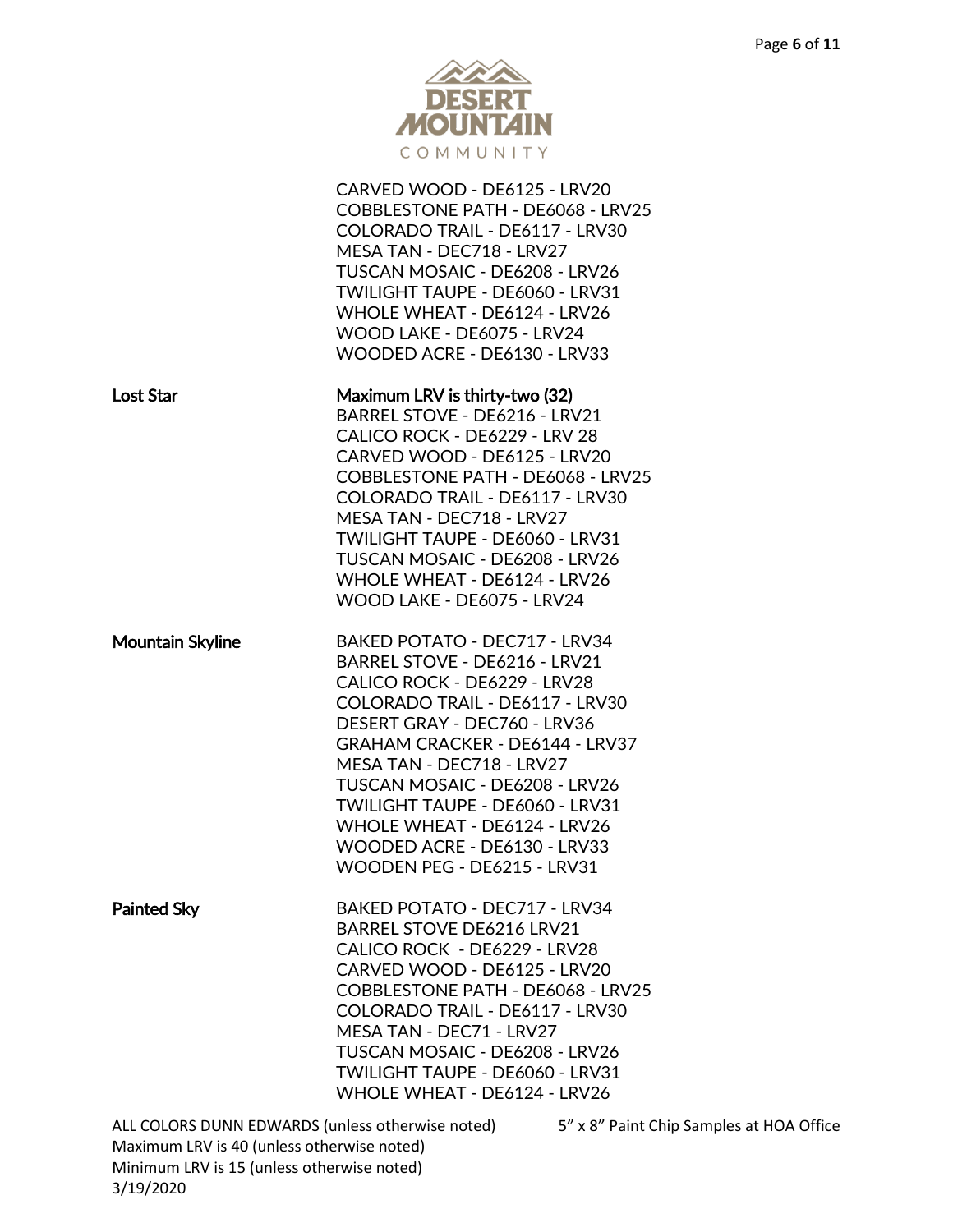CARVED WOOD - DE6125 - LRV20
COBBLESTONE PATH - DE6068 - LRV25
COLORADO TRAIL - DE6117 - LRV30
MESA TAN - DEC718 - LRV27
TUSCAN MOSAIC - DE6208 - LRV26
TWILIGHT TAUPE - DE6060 - LRV31
WHOLE WHEAT - DE6124 - LRV26
WOOD LAKE - DE6075 - LRV24
WOODED ACRE - DE6130 - LRV33

**Lost Star**

**Maximum LRV is thirty-two (32)**
BARREL STOVE - DE6216 - LRV21
CALICO ROCK - DE6229 - LRV 28
CARVED WOOD - DE6125 - LRV20
COBBLESTONE PATH - DE6068 - LRV25
COLORADO TRAIL - DE6117 - LRV30
MESA TAN - DEC718 - LRV27
TWILIGHT TAUPE - DE6060 - LRV31
TUSCAN MOSAIC - DE6208 - LRV26
WHOLE WHEAT - DE6124 - LRV26
WOOD LAKE - DE6075 - LRV24

**Mountain Skyline**

BAKED POTATO - DEC717 - LRV34
BARREL STOVE - DE6216 - LRV21
CALICO ROCK - DE6229 - LRV28
COLORADO TRAIL - DE6117 - LRV30
DESERT GRAY - DEC760 - LRV36
GRAHAM CRACKER - DE6144 - LRV37
MESA TAN - DEC718 - LRV27
TUSCAN MOSAIC - DE6208 - LRV26
TWILIGHT TAUPE - DE6060 - LRV31
WHOLE WHEAT - DE6124 - LRV26
WOODED ACRE - DE6130 - LRV33
WOODEN PEG - DE6215 - LRV31

**Painted Sky**

BAKED POTATO - DEC717 - LRV34
BARREL STOVE DE6216 LRV21
CALICO ROCK - DE6229 - LRV28
CARVED WOOD - DE6125 - LRV20
COBBLESTONE PATH - DE6068 - LRV25
COLORADO TRAIL - DE6117 - LRV30
MESA TAN - DEC71 - LRV27
TUSCAN MOSAIC - DE6208 - LRV26
TWILIGHT TAUPE - DE6060 - LRV31
WHOLE WHEAT - DE6124 - LRV26

ALL COLORS DUNN EDWARDS (unless otherwise noted)
Maximum LRV is 40 (unless otherwise noted)
Minimum LRV is 15 (unless otherwise noted)
3/19/2020

5" x 8" Paint Chip Samples at HOA Office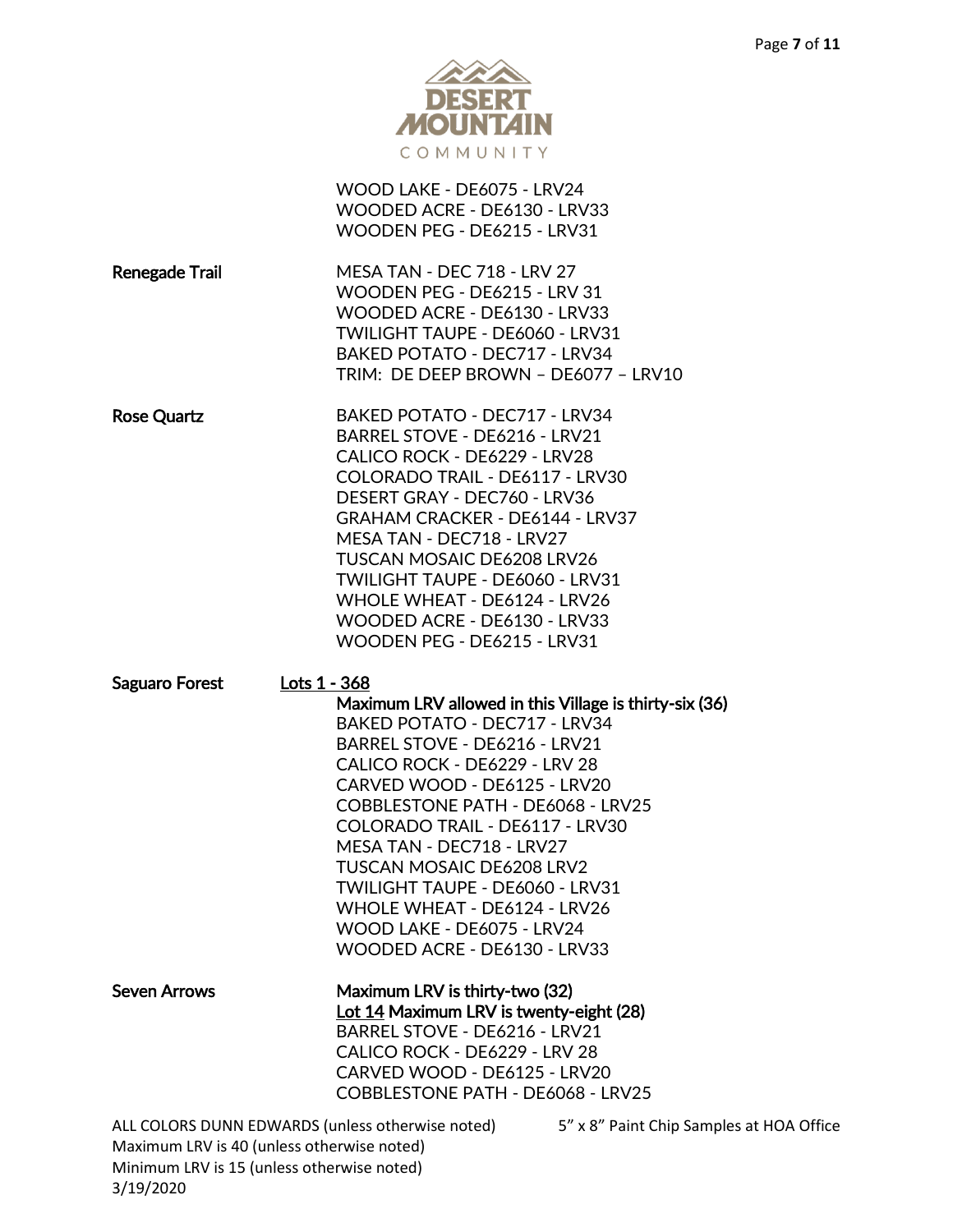WOOD LAKE - DE6075 - LRV24
WOODED ACRE - DE6130 - LRV33
WOODEN PEG - DE6215 - LRV31

**Renegade Trail**

MESA TAN - DEC 718 - LRV 27
WOODEN PEG - DE6215 - LRV 31
WOODED ACRE - DE6130 - LRV33
TWILIGHT TAUPE - DE6060 - LRV31
BAKED POTATO - DEC717 - LRV34
TRIM: DE DEEP BROWN – DE6077 – LRV10

**Rose Quartz**

BAKED POTATO - DEC717 - LRV34
BARREL STOVE - DE6216 - LRV21
CALICO ROCK - DE6229 - LRV28
COLORADO TRAIL - DE6117 - LRV30
DESERT GRAY - DEC760 - LRV36
GRAHAM CRACKER - DE6144 - LRV37
MESA TAN - DEC718 - LRV27
TUSCAN MOSAIC DE6208 LRV26
TWILIGHT TAUPE - DE6060 - LRV31
WHOLE WHEAT - DE6124 - LRV26
WOODED ACRE - DE6130 - LRV33
WOODEN PEG - DE6215 - LRV31

**Saguaro Forest** <u>Lots 1 - 368</u>

**Maximum LRV allowed in this Village is thirty-six (36)**
BAKED POTATO - DEC717 - LRV34
BARREL STOVE - DE6216 - LRV21
CALICO ROCK - DE6229 - LRV 28
CARVED WOOD - DE6125 - LRV20
COBBLESTONE PATH - DE6068 - LRV25
COLORADO TRAIL - DE6117 - LRV30
MESA TAN - DEC718 - LRV27
TUSCAN MOSAIC DE6208 LRV2
TWILIGHT TAUPE - DE6060 - LRV31
WHOLE WHEAT - DE6124 - LRV26
WOOD LAKE - DE6075 - LRV24
WOODED ACRE - DE6130 - LRV33

**Seven Arrows**

**Maximum LRV is thirty-two (32)**
**<u>Lot 14</u> Maximum LRV is twenty-eight (28)**
BARREL STOVE - DE6216 - LRV21
CALICO ROCK - DE6229 - LRV 28
CARVED WOOD - DE6125 - LRV20
COBBLESTONE PATH - DE6068 - LRV25

ALL COLORS DUNN EDWARDS (unless otherwise noted) 5" x 8" Paint Chip Samples at HOA Office
Maximum LRV is 40 (unless otherwise noted)
Minimum LRV is 15 (unless otherwise noted)
3/19/2020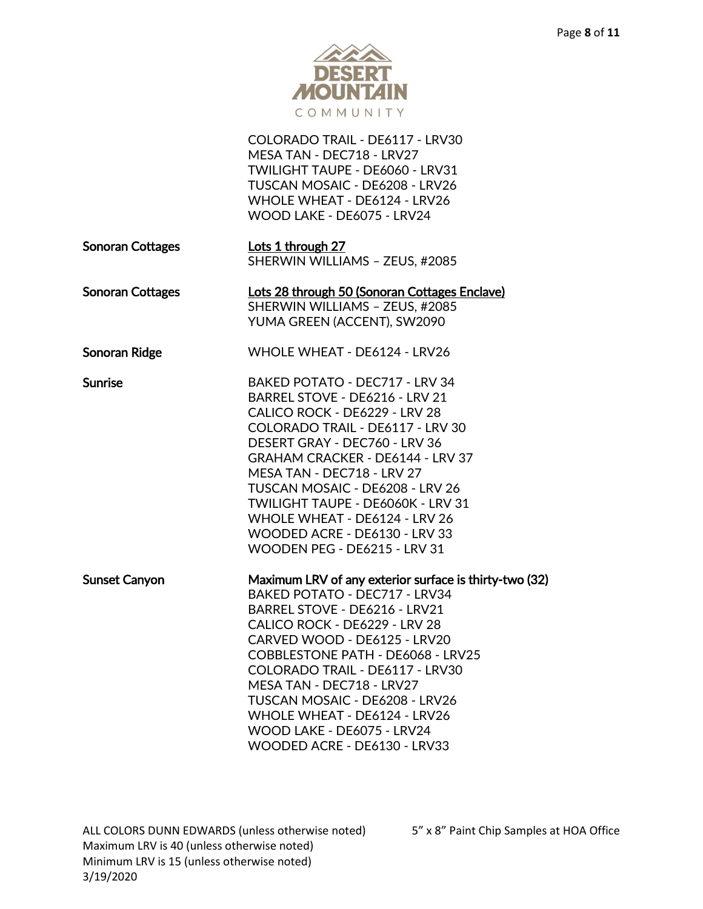COLORADO TRAIL - DE6117 - LRV30
MESA TAN - DEC718 - LRV27
TWILIGHT TAUPE - DE6060 - LRV31
TUSCAN MOSAIC - DE6208 - LRV26
WHOLE WHEAT - DE6124 - LRV26
WOOD LAKE - DE6075 - LRV24

| | |
|---|---|
| **Sonoran Cottages** | <u>Lots 1 through 27</u><br>SHERWIN WILLIAMS – ZEUS, #2085 |
| **Sonoran Cottages** | <u>Lots 28 through 50 (Sonoran Cottages Enclave)</u><br>SHERWIN WILLIAMS – ZEUS, #2085<br>YUMA GREEN (ACCENT), SW2090 |
| **Sonoran Ridge** | WHOLE WHEAT - DE6124 - LRV26 |
| **Sunrise** | BAKED POTATO - DEC717 - LRV 34<br>BARREL STOVE - DE6216 - LRV 21<br>CALICO ROCK - DE6229 - LRV 28<br>COLORADO TRAIL - DE6117 - LRV 30<br>DESERT GRAY - DEC760 - LRV 36<br>GRAHAM CRACKER - DE6144 - LRV 37<br>MESA TAN - DEC718 - LRV 27<br>TUSCAN MOSAIC - DE6208 - LRV 26<br>TWILIGHT TAUPE - DE6060K - LRV 31<br>WHOLE WHEAT - DE6124 - LRV 26<br>WOODED ACRE - DE6130 - LRV 33<br>WOODEN PEG - DE6215 - LRV 31 |
| **Sunset Canyon** | **Maximum LRV of any exterior surface is thirty-two (32)**<br>BAKED POTATO - DEC717 - LRV34<br>BARREL STOVE - DE6216 - LRV21<br>CALICO ROCK - DE6229 - LRV 28<br>CARVED WOOD - DE6125 - LRV20<br>COBBLESTONE PATH - DE6068 - LRV25<br>COLORADO TRAIL - DE6117 - LRV30<br>MESA TAN - DEC718 - LRV27<br>TUSCAN MOSAIC - DE6208 - LRV26<br>WHOLE WHEAT - DE6124 - LRV26<br>WOOD LAKE - DE6075 - LRV24<br>WOODED ACRE - DE6130 - LRV33 |

ALL COLORS DUNN EDWARDS (unless otherwise noted)
Maximum LRV is 40 (unless otherwise noted)
Minimum LRV is 15 (unless otherwise noted)
3/19/2020

5" x 8" Paint Chip Samples at HOA Office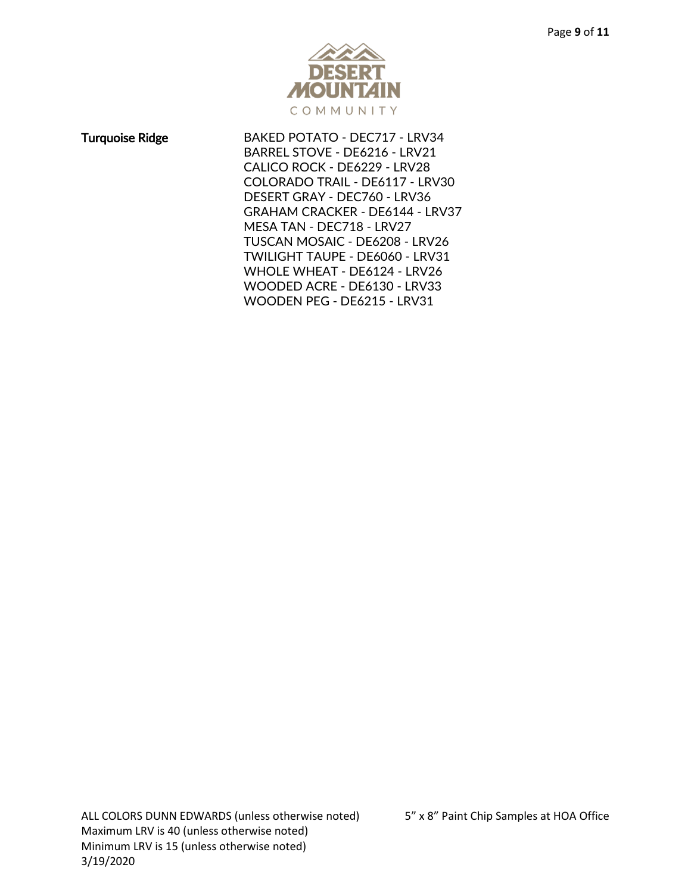| Turquoise Ridge | BAKED POTATO - DEC717 - LRV34 |
|---|---|
| | BARREL STOVE - DE6216 - LRV21 |
| | CALICO ROCK - DE6229 - LRV28 |
| | COLORADO TRAIL - DE6117 - LRV30 |
| | DESERT GRAY - DEC760 - LRV36 |
| | GRAHAM CRACKER - DE6144 - LRV37 |
| | MESA TAN - DEC718 - LRV27 |
| | TUSCAN MOSAIC - DE6208 - LRV26 |
| | TWILIGHT TAUPE - DE6060 - LRV31 |
| | WHOLE WHEAT - DE6124 - LRV26 |
| | WOODED ACRE - DE6130 - LRV33 |
| | WOODEN PEG - DE6215 - LRV31 |

ALL COLORS DUNN EDWARDS (unless otherwise noted)
Maximum LRV is 40 (unless otherwise noted)
Minimum LRV is 15 (unless otherwise noted)
3/19/2020

5" x 8" Paint Chip Samples at HOA Office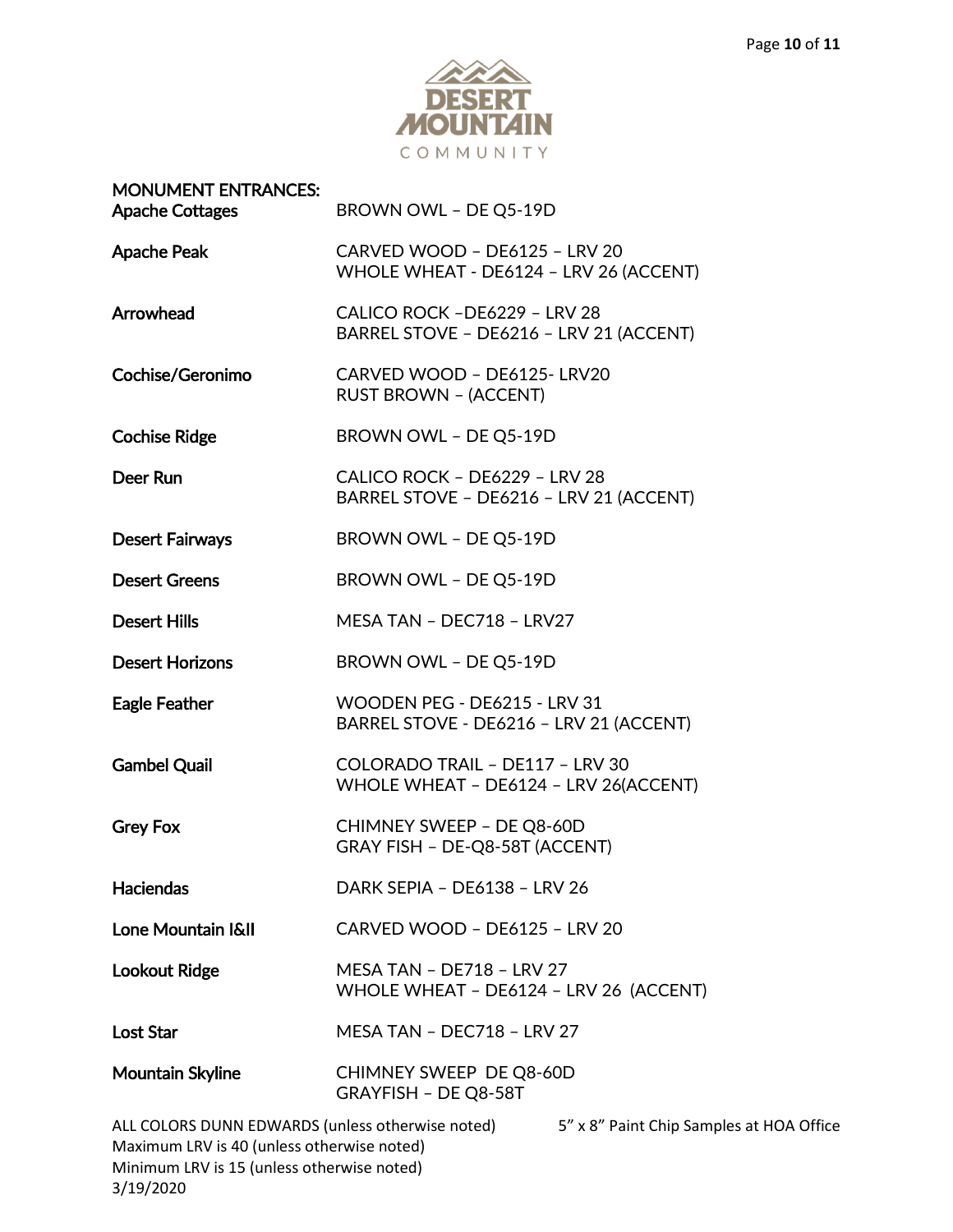## MONUMENT ENTRANCES:

| | |
|---|---|
| **Apache Cottages** | BROWN OWL – DE Q5-19D |
| **Apache Peak** | CARVED WOOD – DE6125 – LRV 20<br>WHOLE WHEAT - DE6124 – LRV 26 (ACCENT) |
| **Arrowhead** | CALICO ROCK –DE6229 – LRV 28<br>BARREL STOVE – DE6216 – LRV 21 (ACCENT) |
| **Cochise/Geronimo** | CARVED WOOD – DE6125- LRV20<br>RUST BROWN – (ACCENT) |
| **Cochise Ridge** | BROWN OWL – DE Q5-19D |
| **Deer Run** | CALICO ROCK – DE6229 – LRV 28<br>BARREL STOVE – DE6216 – LRV 21 (ACCENT) |
| **Desert Fairways** | BROWN OWL – DE Q5-19D |
| **Desert Greens** | BROWN OWL – DE Q5-19D |
| **Desert Hills** | MESA TAN – DEC718 – LRV27 |
| **Desert Horizons** | BROWN OWL – DE Q5-19D |
| **Eagle Feather** | WOODEN PEG - DE6215 - LRV 31<br>BARREL STOVE - DE6216 – LRV 21 (ACCENT) |
| **Gambel Quail** | COLORADO TRAIL – DE117 – LRV 30<br>WHOLE WHEAT – DE6124 – LRV 26(ACCENT) |
| **Grey Fox** | CHIMNEY SWEEP – DE Q8-60D<br>GRAY FISH – DE-Q8-58T (ACCENT) |
| **Haciendas** | DARK SEPIA – DE6138 – LRV 26 |
| **Lone Mountain I&II** | CARVED WOOD – DE6125 – LRV 20 |
| **Lookout Ridge** | MESA TAN – DE718 – LRV 27<br>WHOLE WHEAT – DE6124 – LRV 26 (ACCENT) |
| **Lost Star** | MESA TAN – DEC718 – LRV 27 |
| **Mountain Skyline** | CHIMNEY SWEEP DE Q8-60D<br>GRAYFISH – DE Q8-58T |

ALL COLORS DUNN EDWARDS (unless otherwise noted)
Maximum LRV is 40 (unless otherwise noted)
Minimum LRV is 15 (unless otherwise noted)
3/19/2020

5" x 8" Paint Chip Samples at HOA Office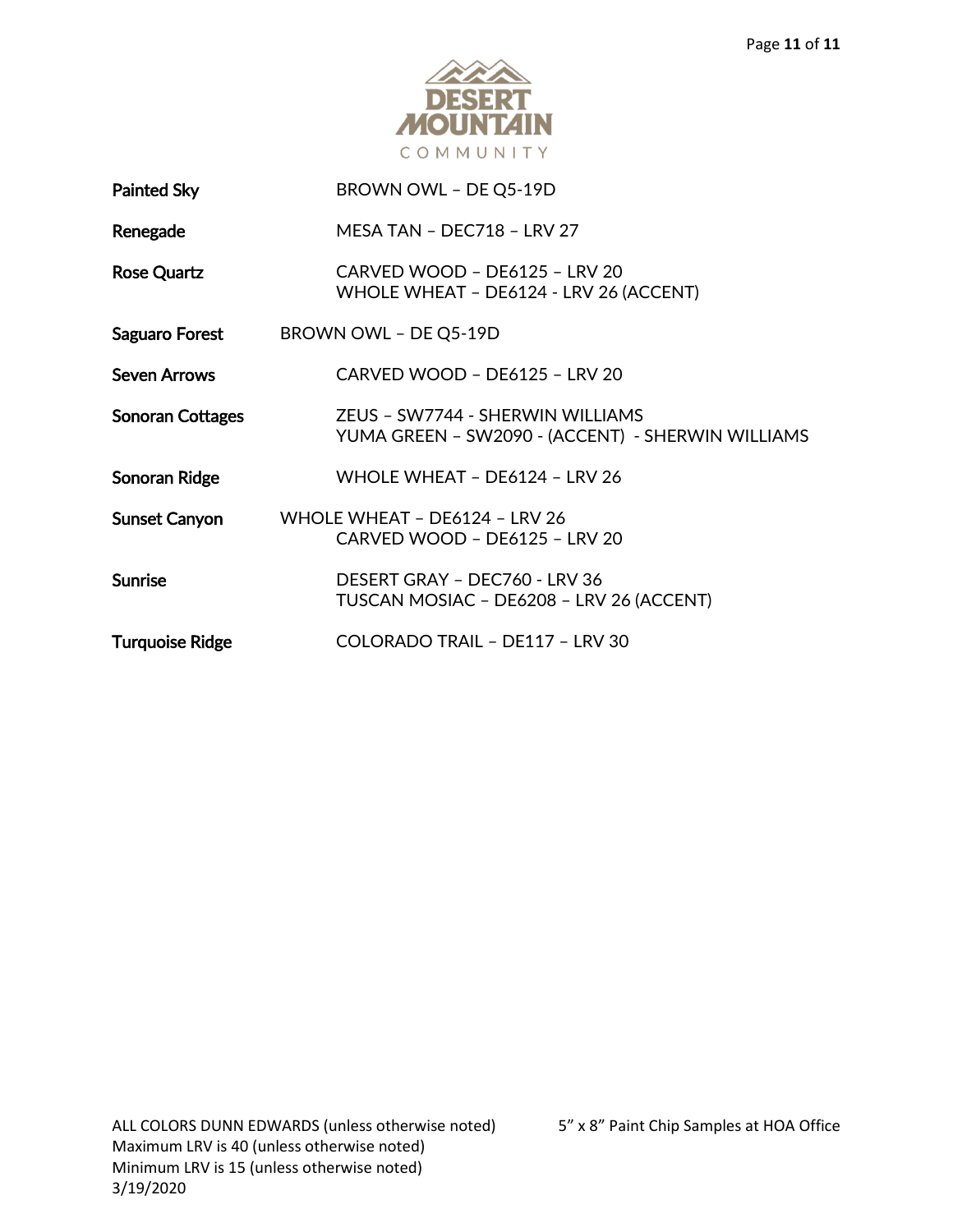DESERT MOUNTAIN COMMUNITY

| | |
|---|---|
| **Painted Sky** | BROWN OWL – DE Q5-19D |
| **Renegade** | MESA TAN – DEC718 – LRV 27 |
| **Rose Quartz** | CARVED WOOD – DE6125 – LRV 20<br>WHOLE WHEAT – DE6124 - LRV 26 (ACCENT) |
| **Saguaro Forest** | BROWN OWL – DE Q5-19D |
| **Seven Arrows** | CARVED WOOD – DE6125 – LRV 20 |
| **Sonoran Cottages** | ZEUS – SW7744 - SHERWIN WILLIAMS<br>YUMA GREEN – SW2090 - (ACCENT) - SHERWIN WILLIAMS |
| **Sonoran Ridge** | WHOLE WHEAT – DE6124 – LRV 26 |
| **Sunset Canyon** | WHOLE WHEAT – DE6124 – LRV 26<br>CARVED WOOD – DE6125 – LRV 20 |
| **Sunrise** | DESERT GRAY – DEC760 - LRV 36<br>TUSCAN MOSIAC – DE6208 – LRV 26 (ACCENT) |
| **Turquoise Ridge** | COLORADO TRAIL – DE117 – LRV 30 |

ALL COLORS DUNN EDWARDS (unless otherwise noted)
Maximum LRV is 40 (unless otherwise noted)
Minimum LRV is 15 (unless otherwise noted)
3/19/2020

5” x 8” Paint Chip Samples at HOA Office